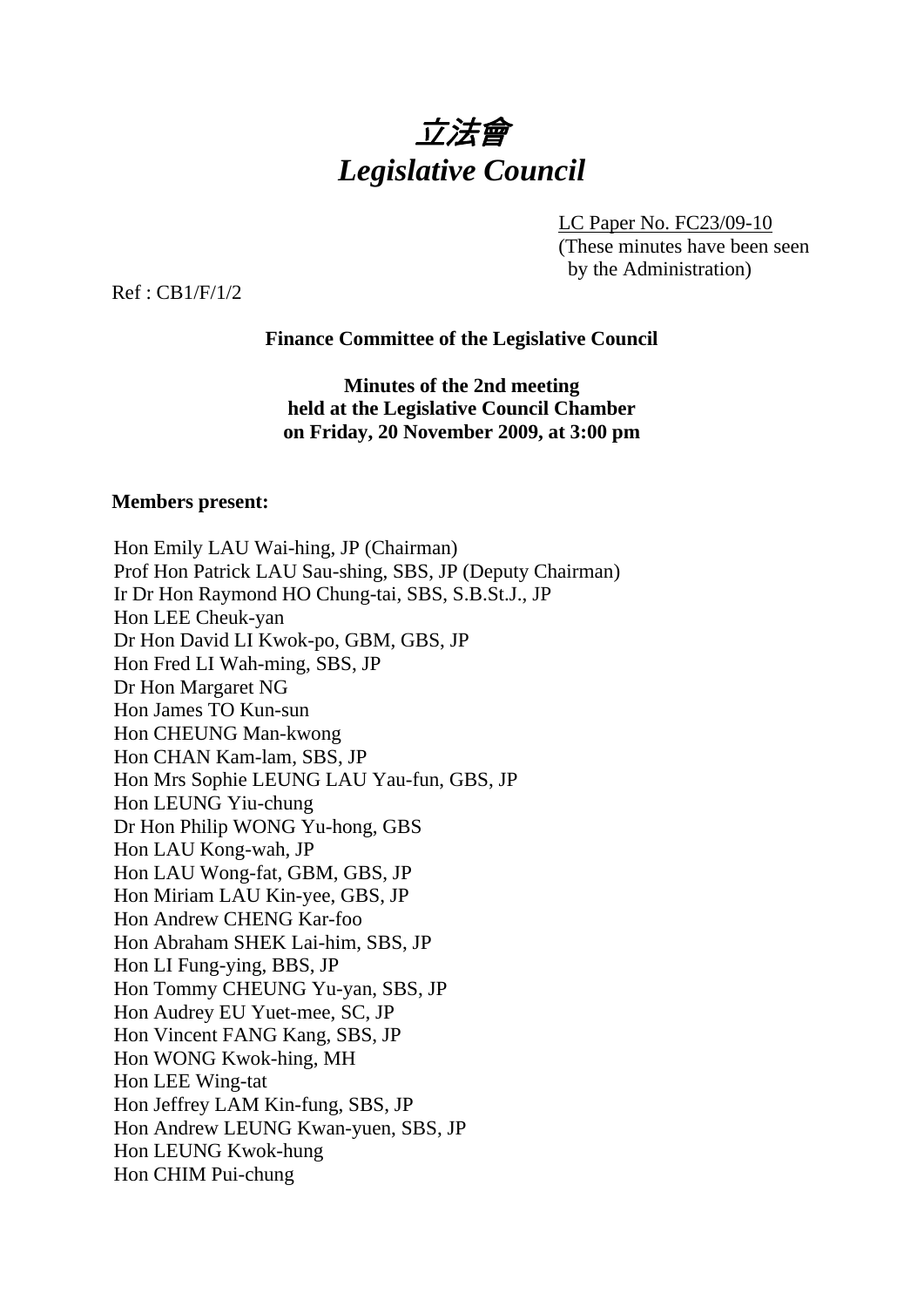# *立法會*
# *Legislative Council*

LC Paper No. FC23/09-10
(These minutes have been seen by the Administration)

Ref : CB1/F/1/2

**Finance Committee of the Legislative Council**

**Minutes of the 2nd meeting**
**held at the Legislative Council Chamber**
**on Friday, 20 November 2009, at 3:00 pm**

**Members present:**

Hon Emily LAU Wai-hing, JP (Chairman)
Prof Hon Patrick LAU Sau-shing, SBS, JP (Deputy Chairman)
Ir Dr Hon Raymond HO Chung-tai, SBS, S.B.St.J., JP
Hon LEE Cheuk-yan
Dr Hon David LI Kwok-po, GBM, GBS, JP
Hon Fred LI Wah-ming, SBS, JP
Dr Hon Margaret NG
Hon James TO Kun-sun
Hon CHEUNG Man-kwong
Hon CHAN Kam-lam, SBS, JP
Hon Mrs Sophie LEUNG LAU Yau-fun, GBS, JP
Hon LEUNG Yiu-chung
Dr Hon Philip WONG Yu-hong, GBS
Hon LAU Kong-wah, JP
Hon LAU Wong-fat, GBM, GBS, JP
Hon Miriam LAU Kin-yee, GBS, JP
Hon Andrew CHENG Kar-foo
Hon Abraham SHEK Lai-him, SBS, JP
Hon LI Fung-ying, BBS, JP
Hon Tommy CHEUNG Yu-yan, SBS, JP
Hon Audrey EU Yuet-mee, SC, JP
Hon Vincent FANG Kang, SBS, JP
Hon WONG Kwok-hing, MH
Hon LEE Wing-tat
Hon Jeffrey LAM Kin-fung, SBS, JP
Hon Andrew LEUNG Kwan-yuen, SBS, JP
Hon LEUNG Kwok-hung
Hon CHIM Pui-chung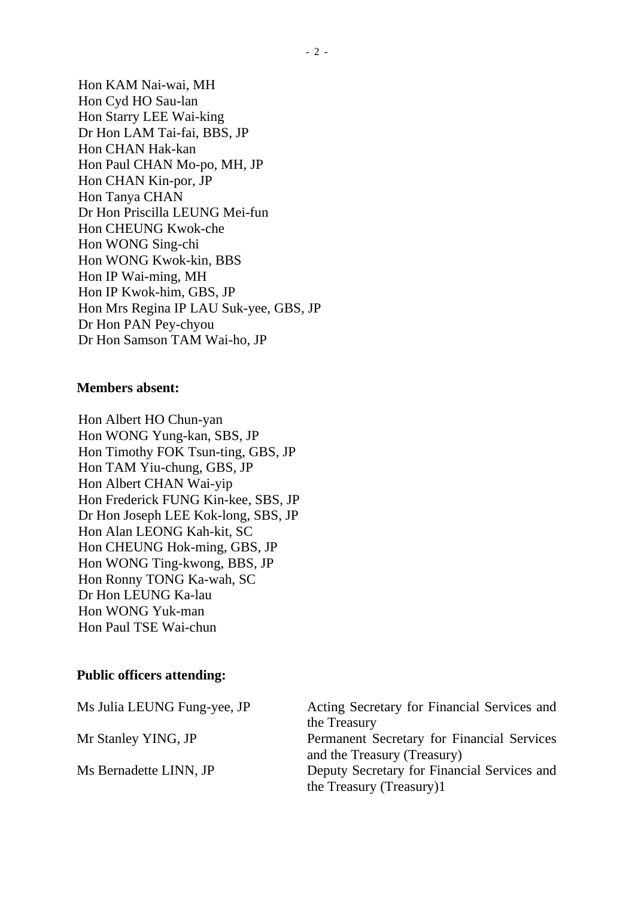Hon KAM Nai-wai, MH
Hon Cyd HO Sau-lan
Hon Starry LEE Wai-king
Dr Hon LAM Tai-fai, BBS, JP
Hon CHAN Hak-kan
Hon Paul CHAN Mo-po, MH, JP
Hon CHAN Kin-por, JP
Hon Tanya CHAN
Dr Hon Priscilla LEUNG Mei-fun
Hon CHEUNG Kwok-che
Hon WONG Sing-chi
Hon WONG Kwok-kin, BBS
Hon IP Wai-ming, MH
Hon IP Kwok-him, GBS, JP
Hon Mrs Regina IP LAU Suk-yee, GBS, JP
Dr Hon PAN Pey-chyou
Dr Hon Samson TAM Wai-ho, JP

**Members absent:**

Hon Albert HO Chun-yan
Hon WONG Yung-kan, SBS, JP
Hon Timothy FOK Tsun-ting, GBS, JP
Hon TAM Yiu-chung, GBS, JP
Hon Albert CHAN Wai-yip
Hon Frederick FUNG Kin-kee, SBS, JP
Dr Hon Joseph LEE Kok-long, SBS, JP
Hon Alan LEONG Kah-kit, SC
Hon CHEUNG Hok-ming, GBS, JP
Hon WONG Ting-kwong, BBS, JP
Hon Ronny TONG Ka-wah, SC
Dr Hon LEUNG Ka-lau
Hon WONG Yuk-man
Hon Paul TSE Wai-chun

**Public officers attending:**

| | |
|---|---|
| Ms Julia LEUNG Fung-yee, JP | Acting Secretary for Financial Services and the Treasury |
| Mr Stanley YING, JP | Permanent Secretary for Financial Services and the Treasury (Treasury) |
| Ms Bernadette LINN, JP | Deputy Secretary for Financial Services and the Treasury (Treasury)1 |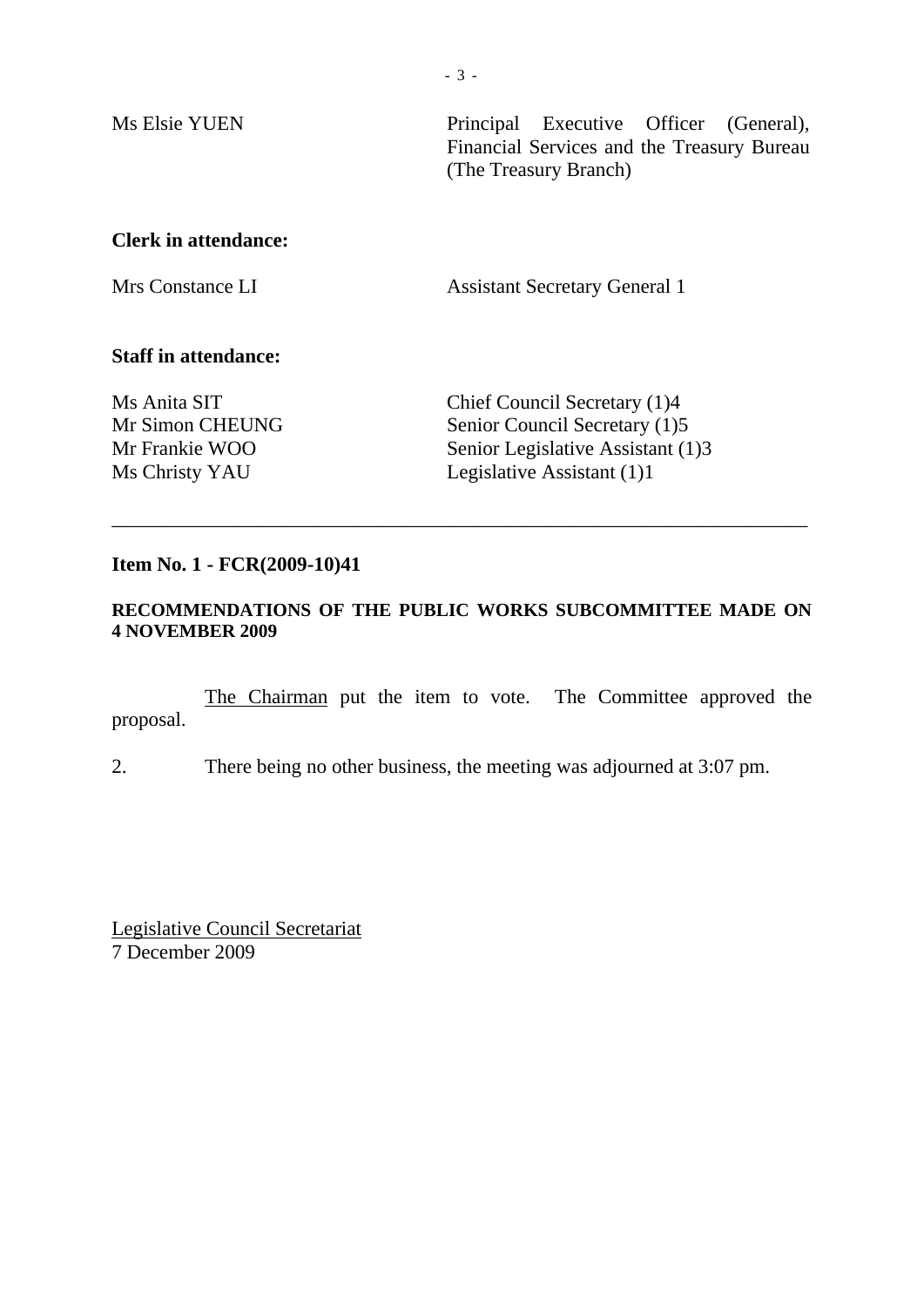| | |
|---|---|
| Ms Elsie YUEN | Principal Executive Officer (General), Financial Services and the Treasury Bureau (The Treasury Branch) |

**Clerk in attendance:**

| | |
|---|---|
| Mrs Constance LI | Assistant Secretary General 1 |

**Staff in attendance:**

| | |
|---|---|
| Ms Anita SIT | Chief Council Secretary (1)4 |
| Mr Simon CHEUNG | Senior Council Secretary (1)5 |
| Mr Frankie WOO | Senior Legislative Assistant (1)3 |
| Ms Christy YAU | Legislative Assistant (1)1 |

---

**Item No. 1 - FCR(2009-10)41**

**RECOMMENDATIONS OF THE PUBLIC WORKS SUBCOMMITTEE MADE ON 4 NOVEMBER 2009**

The Chairman put the item to vote. The Committee approved the proposal.

2. There being no other business, the meeting was adjourned at 3:07 pm.

Legislative Council Secretariat
7 December 2009